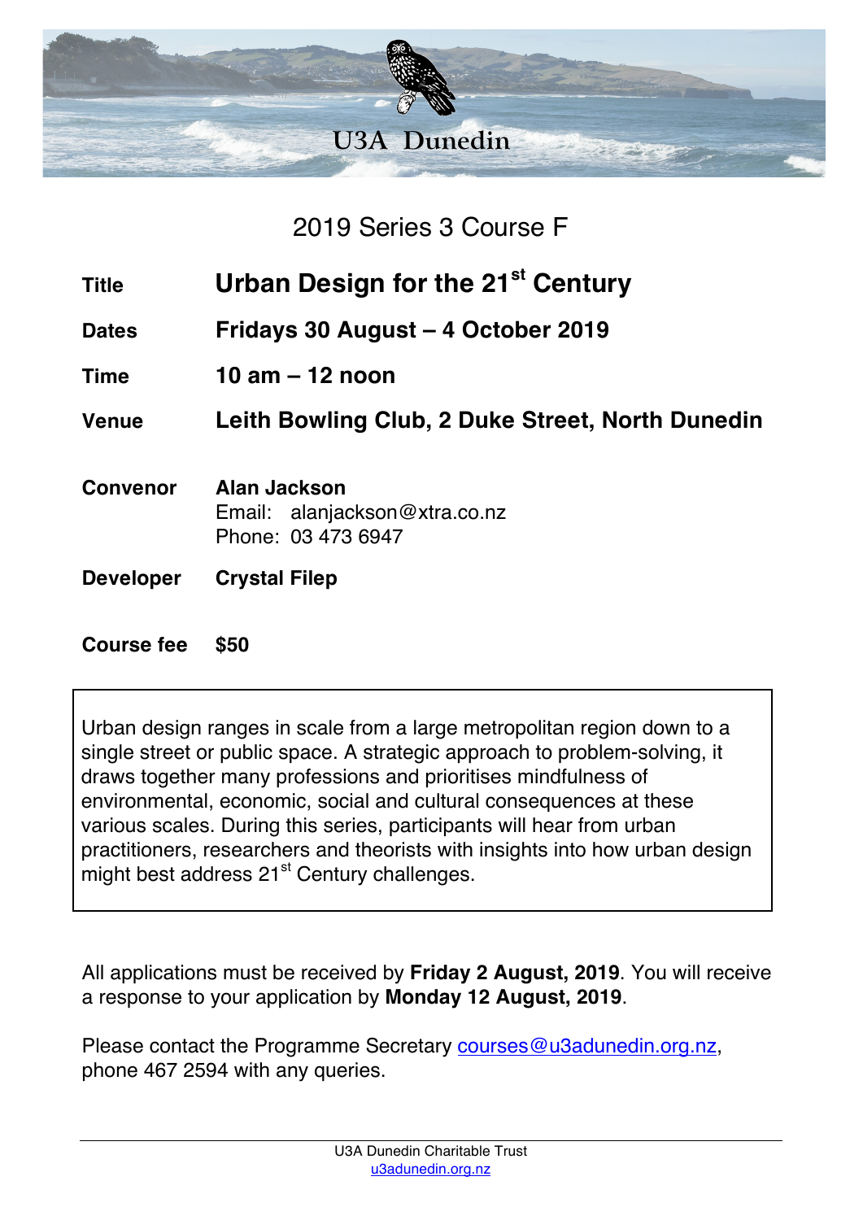# U3A Dunedin

## 2019 Series 3 Course F

| | |
|---|---|
| **Title** | **Urban Design for the 21st Century** |
| **Dates** | **Fridays 30 August – 4 October 2019** |
| **Time** | **10 am – 12 noon** |
| **Venue** | **Leith Bowling Club, 2 Duke Street, North Dunedin** |
| **Convenor** | **Alan Jackson**<br>Email: alanjackson@xtra.co.nz<br>Phone: 03 473 6947 |
| **Developer** | **Crystal Filep** |
| **Course fee** | **$50** |

Urban design ranges in scale from a large metropolitan region down to a single street or public space. A strategic approach to problem-solving, it draws together many professions and prioritises mindfulness of environmental, economic, social and cultural consequences at these various scales. During this series, participants will hear from urban practitioners, researchers and theorists with insights into how urban design might best address 21st Century challenges.

All applications must be received by **Friday 2 August, 2019**. You will receive a response to your application by **Monday 12 August, 2019**.

Please contact the Programme Secretary courses@u3adunedin.org.nz, phone 467 2594 with any queries.

U3A Dunedin Charitable Trust
u3adunedin.org.nz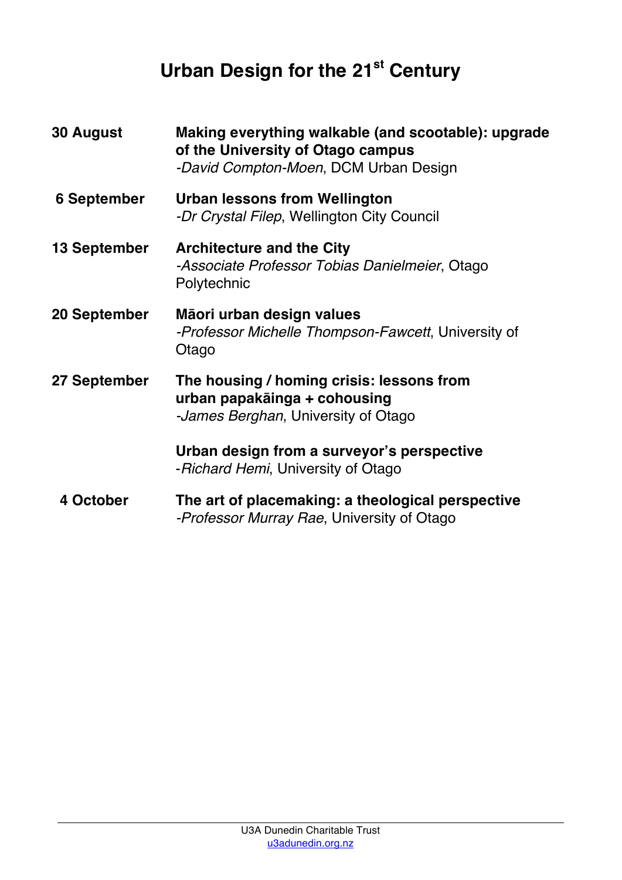# Urban Design for the 21st Century

**30 August** — **Making everything walkable (and scootable): upgrade of the University of Otago campus**
-*David Compton-Moen*, DCM Urban Design

**6 September** — **Urban lessons from Wellington**
-*Dr Crystal Filep*, Wellington City Council

**13 September** — **Architecture and the City**
-*Associate Professor Tobias Danielmeier*, Otago Polytechnic

**20 September** — **Māori urban design values**
-*Professor Michelle Thompson-Fawcett*, University of Otago

**27 September** — **The housing / homing crisis: lessons from urban papakāinga + cohousing**
-*James Berghan*, University of Otago

**Urban design from a surveyor's perspective**
-*Richard Hemi*, University of Otago

**4 October** — **The art of placemaking: a theological perspective**
-*Professor Murray Rae*, University of Otago

U3A Dunedin Charitable Trust
u3adunedin.org.nz